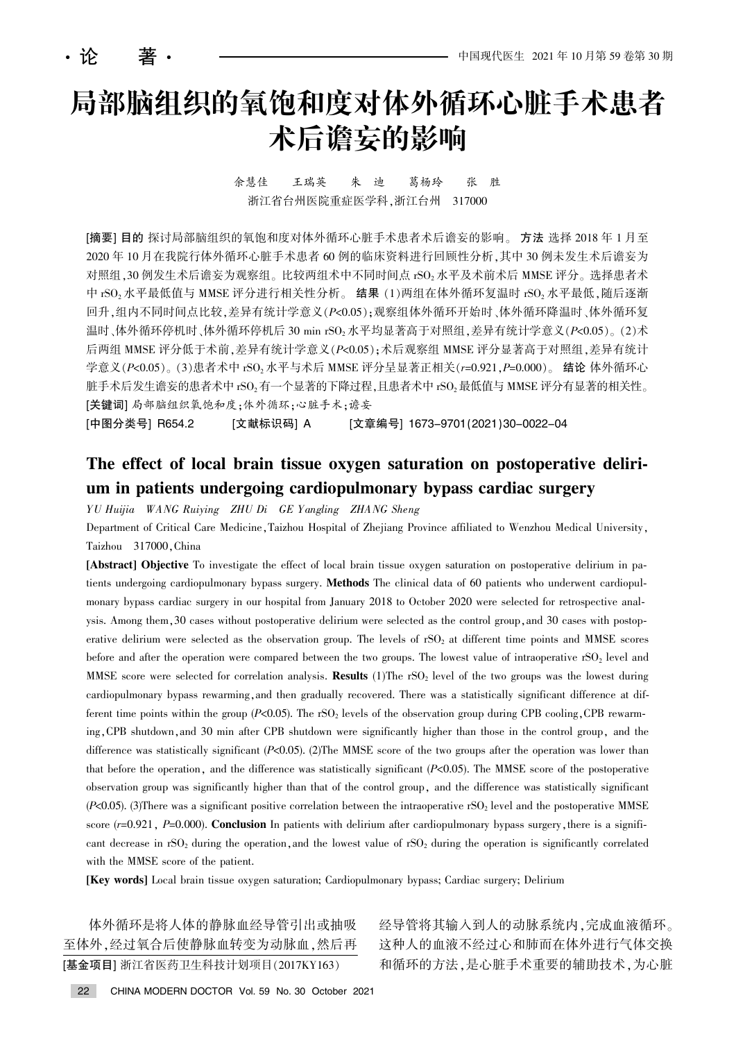·论 著·

# 局部脑组织的氧饱和度对体外循环心脏手术患者术后谵妄的影响

余慧佳　王瑞英　朱 迪　葛杨玲　张 胜

浙江省台州医院重症医学科，浙江台州 317000

**[摘要]** **目的** 探讨局部脑组织的氧饱和度对体外循环心脏手术患者术后谵妄的影响。**方法** 选择 2018 年 1 月至 2020 年 10 月在我院行体外循环心脏手术患者 60 例的临床资料进行回顾性分析，其中 30 例未发生术后谵妄为对照组，30 例发生术后谵妄为观察组。比较两组术中不同时间点 $rSO_2$ 水平及术前术后 MMSE 评分。选择患者术中 $rSO_2$ 水平最低值与 MMSE 评分进行相关性分析。**结果** (1)两组在体外循环复温时 $rSO_2$ 水平最低，随后逐渐回升，组内不同时间点比较，差异有统计学意义($P<0.05$)；观察组体外循环开始时、体外循环降温时、体外循环复温时、体外循环停机时、体外循环停机后 30 min $rSO_2$ 水平均显著高于对照组，差异有统计学意义($P<0.05$)。(2)术后两组 MMSE 评分低于术前，差异有统计学意义($P<0.05$)；术后观察组 MMSE 评分显著高于对照组，差异有统计学意义($P<0.05$)。(3)患者术中 $rSO_2$ 水平与术后 MMSE 评分呈显著正相关($r=0.921$, $P=0.000$)。**结论** 体外循环心脏手术后发生谵妄的患者术中 $rSO_2$ 有一个显著的下降过程，且患者术中 $rSO_2$ 最低值与 MMSE 评分有显著的相关性。

**[关键词]** 局部脑组织氧饱和度；体外循环；心脏手术；谵妄

**[中图分类号]** R654.2　**[文献标识码]** A　**[文章编号]** 1673-9701(2021)30-0022-04

## The effect of local brain tissue oxygen saturation on postoperative delirium in patients undergoing cardiopulmonary bypass cardiac surgery

*YU Huijia　WANG Ruiying　ZHU Di　GE Yangling　ZHANG Sheng*

Department of Critical Care Medicine, Taizhou Hospital of Zhejiang Province affiliated to Wenzhou Medical University, Taizhou 317000, China

**[Abstract]** **Objective** To investigate the effect of local brain tissue oxygen saturation on postoperative delirium in patients undergoing cardiopulmonary bypass surgery. **Methods** The clinical data of 60 patients who underwent cardiopulmonary bypass cardiac surgery in our hospital from January 2018 to October 2020 were selected for retrospective analysis. Among them, 30 cases without postoperative delirium were selected as the control group, and 30 cases with postoperative delirium were selected as the observation group. The levels of $rSO_2$ at different time points and MMSE scores before and after the operation were compared between the two groups. The lowest value of intraoperative $rSO_2$ level and MMSE score were selected for correlation analysis. **Results** (1)The $rSO_2$ level of the two groups was the lowest during cardiopulmonary bypass rewarming, and then gradually recovered. There was a statistically significant difference at different time points within the group ($P<0.05$). The $rSO_2$ levels of the observation group during CPB cooling, CPB rewarming, CPB shutdown, and 30 min after CPB shutdown were significantly higher than those in the control group, and the difference was statistically significant ($P<0.05$). (2)The MMSE score of the two groups after the operation was lower than that before the operation, and the difference was statistically significant ($P<0.05$). The MMSE score of the postoperative observation group was significantly higher than that of the control group, and the difference was statistically significant ($P<0.05$). (3)There was a significant positive correlation between the intraoperative $rSO_2$ level and the postoperative MMSE score ($r=0.921$, $P=0.000$). **Conclusion** In patients with delirium after cardiopulmonary bypass surgery, there is a significant decrease in $rSO_2$ during the operation, and the lowest value of $rSO_2$ during the operation is significantly correlated with the MMSE score of the patient.

**[Key words]** Local brain tissue oxygen saturation; Cardiopulmonary bypass; Cardiac surgery; Delirium

体外循环是将人体的静脉血经导管引出或抽吸至体外，经过氧合后使静脉血转变为动脉血，然后再经导管将其输入到人的动脉系统内，完成血液循环。这种人的血液不经过心和肺而在体外进行气体交换和循环的方法，是心脏手术重要的辅助技术，为心脏

**[基金项目]** 浙江省医药卫生科技计划项目(2017KY163)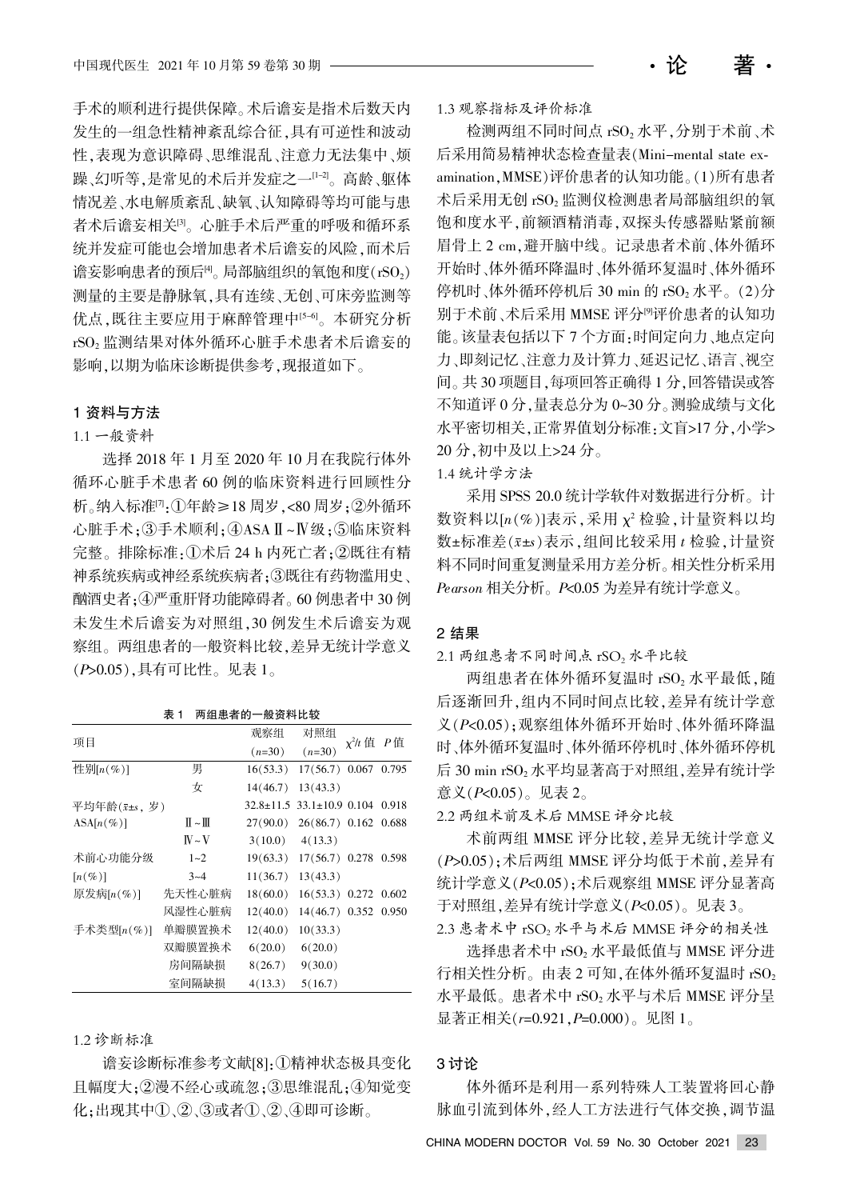手术的顺利进行提供保障。术后谵妄是指术后数天内发生的一组急性精神紊乱综合征，具有可逆性和波动性，表现为意识障碍、思维混乱、注意力无法集中、烦躁、幻听等，是常见的术后并发症之一[1-2]。高龄、躯体情况差、水电解质紊乱、缺氧、认知障碍等均可能与患者术后谵妄相关[3]。心脏手术后严重的呼吸和循环系统并发症可能也会增加患者术后谵妄的风险，而术后谵妄影响患者的预后[4]。局部脑组织的氧饱和度($rSO_2$)测量的主要是静脉氧，具有连续、无创、可床旁监测等优点，既往主要应用于麻醉管理中[5-6]。本研究分析$rSO_2$监测结果对体外循环心脏手术患者术后谵妄的影响，以期为临床诊断提供参考，现报道如下。

## 1 资料与方法

### 1.1 一般资料

选择2018年1月至2020年10月在我院行体外循环心脏手术患者60例的临床资料进行回顾性分析。纳入标准[7]：①年龄≥18周岁，<80周岁；②外循环心脏手术；③手术顺利；④ASA Ⅱ～Ⅳ级；⑤临床资料完整。排除标准：①术后24 h内死亡者；②既往有精神系统疾病或神经系统疾病者；③既往有药物滥用史、酗酒史者；④严重肝肾功能障碍者。60例患者中30例未发生术后谵妄为对照组，30例发生术后谵妄为观察组。两组患者的一般资料比较，差异无统计学意义($P$>0.05)，具有可比性。见表1。

表1 两组患者的一般资料比较

| 项目 | | 观察组($n$=30) | 对照组($n$=30) | $\chi^2$/$t$值 | $P$值 |
|---|---|---|---|---|---|
| 性别[$n$(%)] | 男 | 16(53.3) | 17(56.7) | 0.067 | 0.795 |
| | 女 | 14(46.7) | 13(43.3) | | |
| 平均年龄($\bar{x}\pm s$，岁) | | 32.8±11.5 | 33.1±10.9 | 0.104 | 0.918 |
| ASA[$n$(%)] | Ⅱ～Ⅲ | 27(90.0) | 26(86.7) | 0.162 | 0.688 |
| | Ⅳ～Ⅴ | 3(10.0) | 4(13.3) | | |
| 术前心功能分级[$n$(%)] | 1～2 | 19(63.3) | 17(56.7) | 0.278 | 0.598 |
| | 3～4 | 11(36.7) | 13(43.3) | | |
| 原发病[$n$(%)] | 先天性心脏病 | 18(60.0) | 16(53.3) | 0.272 | 0.602 |
| | 风湿性心脏病 | 12(40.0) | 14(46.7) | 0.352 | 0.950 |
| 手术类型[$n$(%)] | 单瓣膜置换术 | 12(40.0) | 10(33.3) | | |
| | 双瓣膜置换术 | 6(20.0) | 6(20.0) | | |
| | 房间隔缺损 | 8(26.7) | 9(30.0) | | |
| | 室间隔缺损 | 4(13.3) | 5(16.7) | | |

### 1.2 诊断标准

谵妄诊断标准参考文献[8]：①精神状态极具变化且幅度大；②漫不经心或疏忽；③思维混乱；④知觉变化；出现其中①、②、③或者①、②、④即可诊断。

### 1.3 观察指标及评价标准

检测两组不同时间点$rSO_2$水平，分别于术前、术后采用简易精神状态检查量表(Mini-mental state examination，MMSE)评价患者的认知功能。(1)所有患者术后采用无创$rSO_2$监测仪检测患者局部脑组织的氧饱和度水平，前额酒精消毒，双探头传感器贴紧前额眉骨上2 cm，避开脑中线。记录患者术前、体外循环开始时、体外循环降温时、体外循环复温时、体外循环停机时、体外循环停机后30 min的$rSO_2$水平。(2)分别于术前、术后采用MMSE评分[9]评价患者的认知功能。该量表包括以下7个方面：时间定向力、地点定向力、即刻记忆、注意力及计算力、延迟记忆、语言、视空间。共30项题目，每项回答正确得1分，回答错误或答不知道评0分，量表总分为0～30分。测验成绩与文化水平密切相关，正常界值划分标准：文盲>17分，小学>20分，初中及以上>24分。

### 1.4 统计学方法

采用SPSS 20.0统计学软件对数据进行分析。计数资料以[$n$(%)]表示，采用$\chi^2$检验，计量资料以均数±标准差($\bar{x}\pm s$)表示，组间比较采用$t$检验，计量资料不同时间重复测量采用方差分析。相关性分析采用*Pearson*相关分析。$P$<0.05为差异有统计学意义。

## 2 结果

### 2.1 两组患者不同时间点$rSO_2$水平比较

两组患者在体外循环复温时$rSO_2$水平最低，随后逐渐回升，组内不同时间点比较，差异有统计学意义($P$<0.05)；观察组体外循环开始时、体外循环降温时、体外循环复温时、体外循环停机时、体外循环停机后30 min $rSO_2$水平均显著高于对照组，差异有统计学意义($P$<0.05)。见表2。

### 2.2 两组术前及术后MMSE评分比较

术前两组MMSE评分比较，差异无统计学意义($P$>0.05)；术后两组MMSE评分均低于术前，差异有统计学意义($P$<0.05)；术后观察组MMSE评分显著高于对照组，差异有统计学意义($P$<0.05)。见表3。

### 2.3 患者术中$rSO_2$水平与术后MMSE评分的相关性

选择患者术中$rSO_2$水平最低值与MMSE评分进行相关性分析。由表2可知，在体外循环复温时$rSO_2$水平最低。患者术中$rSO_2$水平与术后MMSE评分呈显著正相关($r$=0.921，$P$=0.000)。见图1。

## 3 讨论

体外循环是利用一系列特殊人工装置将回心静脉血引流到体外，经人工方法进行气体交换，调节温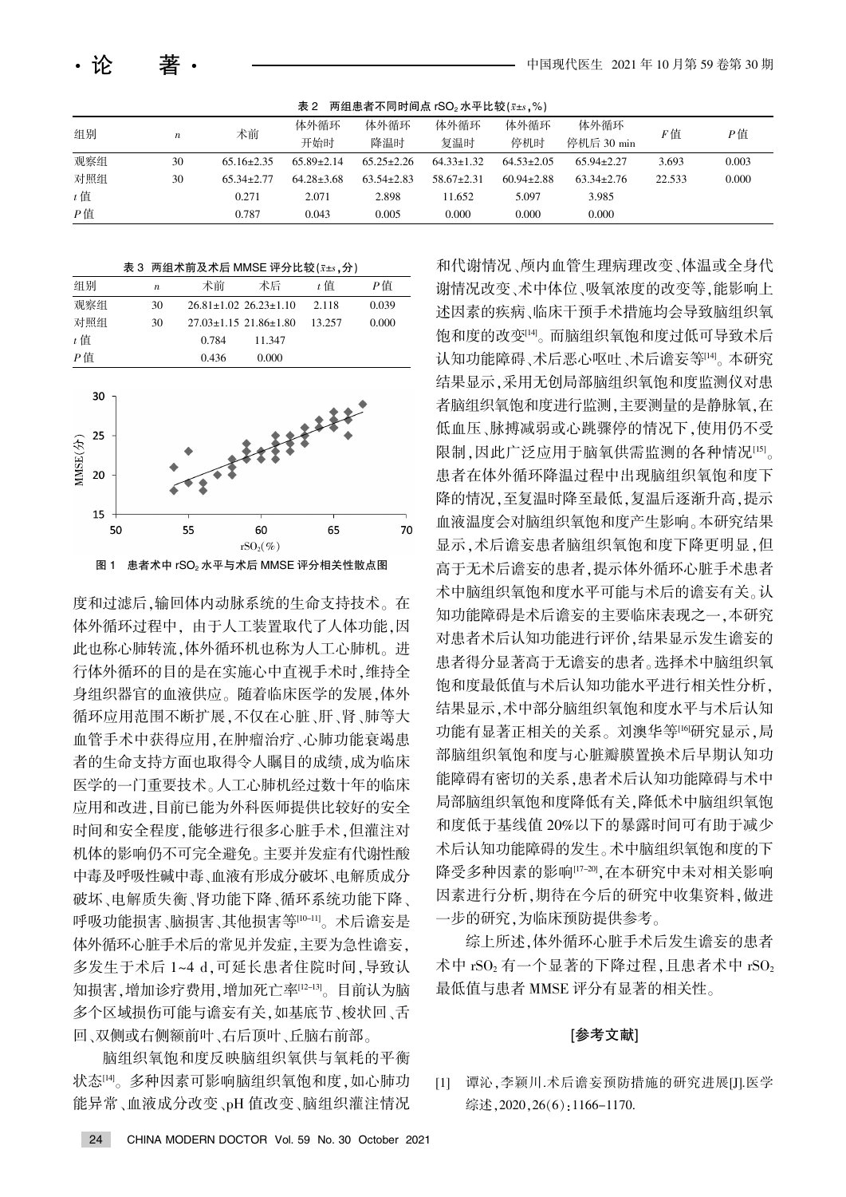表 2　两组患者不同时间点 $rSO_2$ 水平比较($\bar{x}\pm s$,%)

| 组别 | $n$ | 术前 | 体外循环开始时 | 体外循环降温时 | 体外循环复温时 | 体外循环停机时 | 体外循环停机后 30 min | $F$ 值 | $P$ 值 |
|---|---|---|---|---|---|---|---|---|---|
| 观察组 | 30 | 65.16±2.35 | 65.89±2.14 | 65.25±2.26 | 64.33±1.32 | 64.53±2.05 | 65.94±2.27 | 3.693 | 0.003 |
| 对照组 | 30 | 65.34±2.77 | 64.28±3.68 | 63.54±2.83 | 58.67±2.31 | 60.94±2.88 | 63.34±2.76 | 22.533 | 0.000 |
| $t$ 值 | | 0.271 | 2.071 | 2.898 | 11.652 | 5.097 | 3.985 | | |
| $P$ 值 | | 0.787 | 0.043 | 0.005 | 0.000 | 0.000 | 0.000 | | |

表 3　两组术前及术后 MMSE 评分比较($\bar{x}\pm s$,分)

| 组别 | $n$ | 术前 | 术后 | $t$ 值 | $P$ 值 |
|---|---|---|---|---|---|
| 观察组 | 30 | 26.81±1.02 | 26.23±1.10 | 2.118 | 0.039 |
| 对照组 | 30 | 27.03±1.15 | 21.86±1.80 | 13.257 | 0.000 |
| $t$ 值 | | 0.784 | 11.347 | | |
| $P$ 值 | | 0.436 | 0.000 | | |

图 1　患者术中 $rSO_2$ 水平与术后 MMSE 评分相关性散点图

度和过滤后,输回体内动脉系统的生命支持技术。在体外循环过程中,由于人工装置取代了人体功能,因此也称心肺转流,体外循环机也称为人工心肺机。进行体外循环的目的是在实施心中直视手术时,维持全身组织器官的血液供应。随着临床医学的发展,体外循环应用范围不断扩展,不仅在心脏、肝、肾、肺等大血管手术中获得应用,在肿瘤治疗、心肺功能衰竭患者的生命支持方面也取得令人瞩目的成绩,成为临床医学的一门重要技术。人工心肺机经过数十年的临床应用和改进,目前已能为外科医师提供比较好的安全时间和安全程度,能够进行很多心脏手术,但灌注对机体的影响仍不可完全避免。主要并发症有代谢性酸中毒及呼吸性碱中毒、血液有形成分破坏、电解质成分破坏、电解质失衡、肾功能下降、循环系统功能下降、呼吸功能损害、脑损害、其他损害等[10-11]。术后谵妄是体外循环心脏手术后的常见并发症,主要为急性谵妄,多发生于术后 1~4 d,可延长患者住院时间,导致认知损害,增加诊疗费用,增加死亡率[12-13]。目前认为脑多个区域损伤可能与谵妄有关,如基底节、梭状回、舌回、双侧或右侧额前叶、右后顶叶、丘脑右前部。

脑组织氧饱和度反映脑组织氧供与氧耗的平衡状态[14]。多种因素可影响脑组织氧饱和度,如心肺功能异常、血液成分改变、pH 值改变、脑组织灌注情况和代谢情况、颅内血管生理病理改变、体温或全身代谢情况改变、术中体位、吸氧浓度的改变等,能影响上述因素的疾病、临床干预手术措施均会导致脑组织氧饱和度的改变[14]。而脑组织氧饱和度过低可导致术后认知功能障碍、术后恶心呕吐、术后谵妄等[14]。本研究结果显示,采用无创局部脑组织氧饱和度监测仪对患者脑组织氧饱和度进行监测,主要测量的是静脉氧,在低血压、脉搏减弱或心跳骤停的情况下,使用仍不受限制,因此广泛应用于脑氧供需监测的各种情况[15]。患者在体外循环降温过程中出现脑组织氧饱和度下降的情况,至复温时降至最低,复温后逐渐升高,提示血液温度会对脑组织氧饱和度产生影响。本研究结果显示,术后谵妄患者脑组织氧饱和度下降更明显,但高于无术后谵妄的患者,提示体外循环心脏手术患者术中脑组织氧饱和度水平可能与术后的谵妄有关。认知功能障碍是术后谵妄的主要临床表现之一,本研究对患者术后认知功能进行评价,结果显示发生谵妄的患者得分显著高于无谵妄的患者。选择术中脑组织氧饱和度最低值与术后认知功能水平进行相关性分析,结果显示,术中部分脑组织氧饱和度水平与术后认知功能有显著正相关的关系。刘澳华等[16]研究显示,局部脑组织氧饱和度与心脏瓣膜置换术后早期认知功能障碍有密切的关系,患者术后认知功能障碍与术中局部脑组织氧饱和度降低有关,降低术中脑组织氧饱和度低于基线值 20%以下的暴露时间可有助于减少术后认知功能障碍的发生。术中脑组织氧饱和度的下降受多种因素的影响[17-20],在本研究中未对相关影响因素进行分析,期待在今后的研究中收集资料,做进一步的研究,为临床预防提供参考。

综上所述,体外循环心脏手术后发生谵妄的患者术中 $rSO_2$ 有一个显著的下降过程,且患者术中 $rSO_2$ 最低值与患者 MMSE 评分有显著的相关性。

## [参考文献]

[1] 谭沁,李颖川.术后谵妄预防措施的研究进展[J].医学综述,2020,26(6):1166-1170.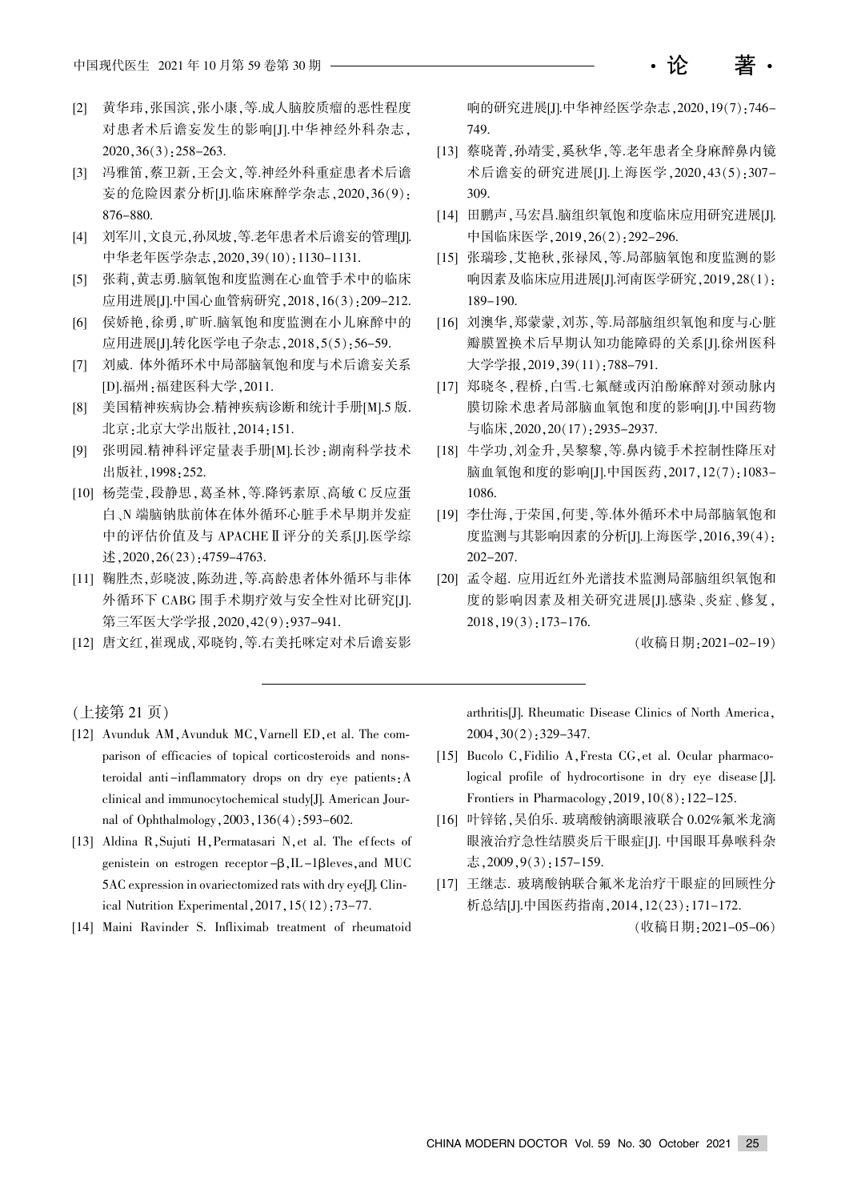[2] 黄华玮,张国滨,张小康,等.成人脑胶质瘤的恶性程度对患者术后谵妄发生的影响[J].中华神经外科杂志,2020,36(3):258–263.

[3] 冯雅笛,蔡卫新,王会文,等.神经外科重症患者术后谵妄的危险因素分析[J].临床麻醉学杂志,2020,36(9):876–880.

[4] 刘军川,文良元,孙凤坡,等.老年患者术后谵妄的管理[J].中华老年医学杂志,2020,39(10):1130–1131.

[5] 张莉,黄志勇.脑氧饱和度监测在心血管手术中的临床应用进展[J].中国心血管病研究,2018,16(3):209–212.

[6] 侯娇艳,徐勇,旷昕.脑氧饱和度监测在小儿麻醉中的应用进展[J].转化医学电子杂志,2018,5(5):56–59.

[7] 刘威. 体外循环术中局部脑氧饱和度与术后谵妄关系[D].福州:福建医科大学,2011.

[8] 美国精神疾病协会.精神疾病诊断和统计手册[M].5 版.北京:北京大学出版社,2014:151.

[9] 张明园.精神科评定量表手册[M].长沙:湖南科学技术出版社,1998:252.

[10] 杨莞莹,段静思,葛圣林,等.降钙素原、高敏 C 反应蛋白、N 端脑钠肽前体在体外循环心脏手术早期并发症中的评估价值及与 APACHE Ⅱ 评分的关系[J].医学综述,2020,26(23):4759–4763.

[11] 鞠胜杰,彭晓波,陈劲进,等.高龄患者体外循环与非体外循环下 CABG 围手术期疗效与安全性对比研究[J].第三军医大学学报,2020,42(9):937–941.

[12] 唐文红,崔现成,邓晓钧,等.右美托咪定对术后谵妄影响的研究进展[J].中华神经医学杂志,2020,19(7):746–749.

[13] 蔡晓菁,孙靖雯,奚秋华,等.老年患者全身麻醉鼻内镜术后谵妄的研究进展[J].上海医学,2020,43(5):307–309.

[14] 田鹏声,马宏昌.脑组织氧饱和度临床应用研究进展[J].中国临床医学,2019,26(2):292–296.

[15] 张瑞珍,艾艳秋,张禄凤,等.局部脑氧饱和度监测的影响因素及临床应用进展[J].河南医学研究,2019,28(1):189–190.

[16] 刘澳华,郑蒙蒙,刘苏,等.局部脑组织氧饱和度与心脏瓣膜置换术后早期认知功能障碍的关系[J].徐州医科大学学报,2019,39(11):788–791.

[17] 郑晓冬,程桥,白雪.七氟醚或丙泊酚麻醉对颈动脉内膜切除术患者局部脑血氧饱和度的影响[J].中国药物与临床,2020,20(17):2935–2937.

[18] 牛学功,刘金升,吴黎黎,等.鼻内镜手术控制性降压对脑血氧饱和度的影响[J].中国医药,2017,12(7):1083–1086.

[19] 李仕海,于荣国,何斐,等.体外循环术中局部脑氧饱和度监测与其影响因素的分析[J].上海医学,2016,39(4):202–207.

[20] 孟令超. 应用近红外光谱技术监测局部脑组织氧饱和度的影响因素及相关研究进展[J].感染、炎症、修复,2018,19(3):173–176.

(收稿日期:2021–02–19)

(上接第 21 页)

[12] Avunduk AM, Avunduk MC, Varnell ED, et al. The comparison of efficacies of topical corticosteroids and nonsteroidal anti–inflammatory drops on dry eye patients: A clinical and immunocytochemical study[J]. American Journal of Ophthalmology, 2003, 136(4): 593–602.

[13] Aldina R, Sujuti H, Permatasari N, et al. The effects of genistein on estrogen receptor–β, IL–1βleves, and MUC 5AC expression in ovariectomized rats with dry eye[J]. Clinical Nutrition Experimental, 2017, 15(12): 73–77.

[14] Maini Ravinder S. Infliximab treatment of rheumatoid arthritis[J]. Rheumatic Disease Clinics of North America, 2004, 30(2): 329–347.

[15] Bucolo C, Fidilio A, Fresta CG, et al. Ocular pharmacological profile of hydrocortisone in dry eye disease[J]. Frontiers in Pharmacology, 2019, 10(8): 122–125.

[16] 叶锌铭,吴伯乐. 玻璃酸钠滴眼液联合 0.02%氟米龙滴眼液治疗急性结膜炎后干眼症[J]. 中国眼耳鼻喉科杂志,2009,9(3):157–159.

[17] 王继志. 玻璃酸钠联合氟米龙治疗干眼症的回顾性分析总结[J].中国医药指南,2014,12(23):171–172.

(收稿日期:2021–05–06)